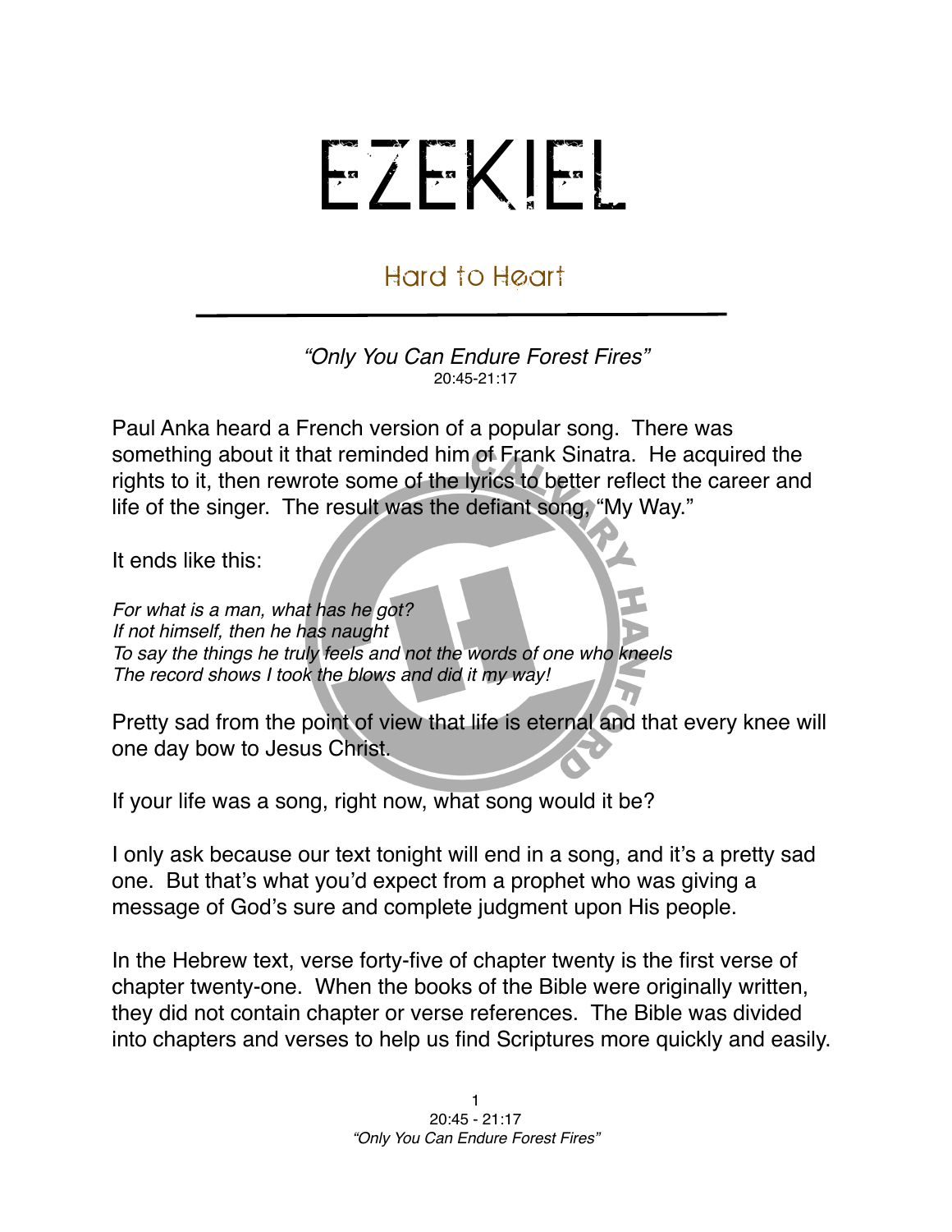# EZEKIEL

## Hard to Heart

*"Only You Can Endure Forest Fires"*
20:45-21:17

Paul Anka heard a French version of a popular song. There was something about it that reminded him of Frank Sinatra. He acquired the rights to it, then rewrote some of the lyrics to better reflect the career and life of the singer. The result was the defiant song, "My Way."

It ends like this:

*For what is a man, what has he got?*
*If not himself, then he has naught*
*To say the things he truly feels and not the words of one who kneels*
*The record shows I took the blows and did it my way!*

Pretty sad from the point of view that life is eternal and that every knee will one day bow to Jesus Christ.

If your life was a song, right now, what song would it be?

I only ask because our text tonight will end in a song, and it's a pretty sad one. But that's what you'd expect from a prophet who was giving a message of God's sure and complete judgment upon His people.

In the Hebrew text, verse forty-five of chapter twenty is the first verse of chapter twenty-one. When the books of the Bible were originally written, they did not contain chapter or verse references. The Bible was divided into chapters and verses to help us find Scriptures more quickly and easily.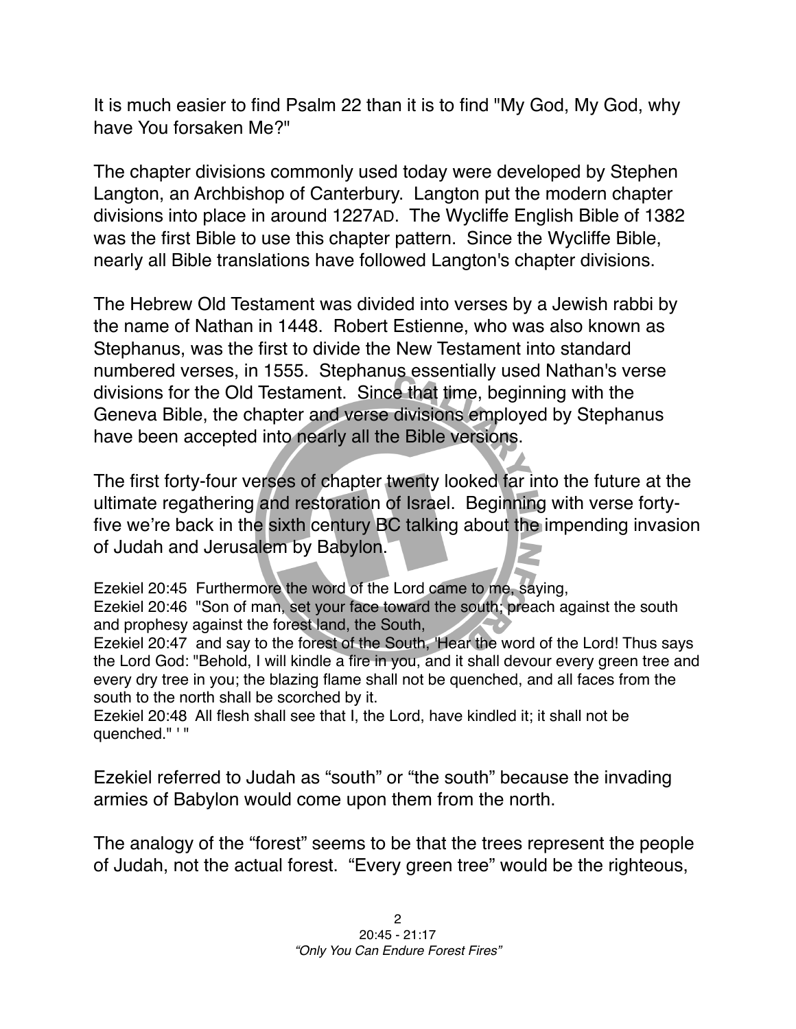It is much easier to find Psalm 22 than it is to find "My God, My God, why have You forsaken Me?"

The chapter divisions commonly used today were developed by Stephen Langton, an Archbishop of Canterbury. Langton put the modern chapter divisions into place in around 1227AD. The Wycliffe English Bible of 1382 was the first Bible to use this chapter pattern. Since the Wycliffe Bible, nearly all Bible translations have followed Langton's chapter divisions.

The Hebrew Old Testament was divided into verses by a Jewish rabbi by the name of Nathan in 1448. Robert Estienne, who was also known as Stephanus, was the first to divide the New Testament into standard numbered verses, in 1555. Stephanus essentially used Nathan's verse divisions for the Old Testament. Since that time, beginning with the Geneva Bible, the chapter and verse divisions employed by Stephanus have been accepted into nearly all the Bible versions.

The first forty-four verses of chapter twenty looked far into the future at the ultimate regathering and restoration of Israel. Beginning with verse forty-five we're back in the sixth century BC talking about the impending invasion of Judah and Jerusalem by Babylon.

Ezekiel 20:45 Furthermore the word of the Lord came to me, saying,
Ezekiel 20:46 "Son of man, set your face toward the south; preach against the south and prophesy against the forest land, the South,
Ezekiel 20:47 and say to the forest of the South, 'Hear the word of the Lord! Thus says the Lord God: "Behold, I will kindle a fire in you, and it shall devour every green tree and every dry tree in you; the blazing flame shall not be quenched, and all faces from the south to the north shall be scorched by it.
Ezekiel 20:48 All flesh shall see that I, the Lord, have kindled it; it shall not be quenched." ' "

Ezekiel referred to Judah as "south" or "the south" because the invading armies of Babylon would come upon them from the north.

The analogy of the "forest" seems to be that the trees represent the people of Judah, not the actual forest. "Every green tree" would be the righteous,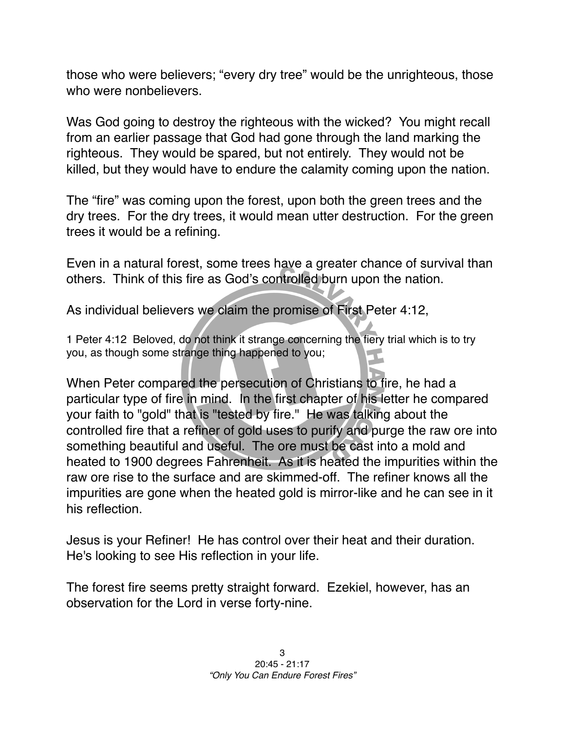those who were believers; “every dry tree” would be the unrighteous, those who were nonbelievers.

Was God going to destroy the righteous with the wicked? You might recall from an earlier passage that God had gone through the land marking the righteous. They would be spared, but not entirely. They would not be killed, but they would have to endure the calamity coming upon the nation.

The “fire” was coming upon the forest, upon both the green trees and the dry trees. For the dry trees, it would mean utter destruction. For the green trees it would be a refining.

Even in a natural forest, some trees have a greater chance of survival than others. Think of this fire as God’s controlled burn upon the nation.

As individual believers we claim the promise of First Peter 4:12,

1 Peter 4:12 Beloved, do not think it strange concerning the fiery trial which is to try you, as though some strange thing happened to you;

When Peter compared the persecution of Christians to fire, he had a particular type of fire in mind. In the first chapter of his letter he compared your faith to "gold" that is "tested by fire." He was talking about the controlled fire that a refiner of gold uses to purify and purge the raw ore into something beautiful and useful. The ore must be cast into a mold and heated to 1900 degrees Fahrenheit. As it is heated the impurities within the raw ore rise to the surface and are skimmed-off. The refiner knows all the impurities are gone when the heated gold is mirror-like and he can see in it his reflection.

Jesus is your Refiner! He has control over their heat and their duration. He's looking to see His reflection in your life.

The forest fire seems pretty straight forward. Ezekiel, however, has an observation for the Lord in verse forty-nine.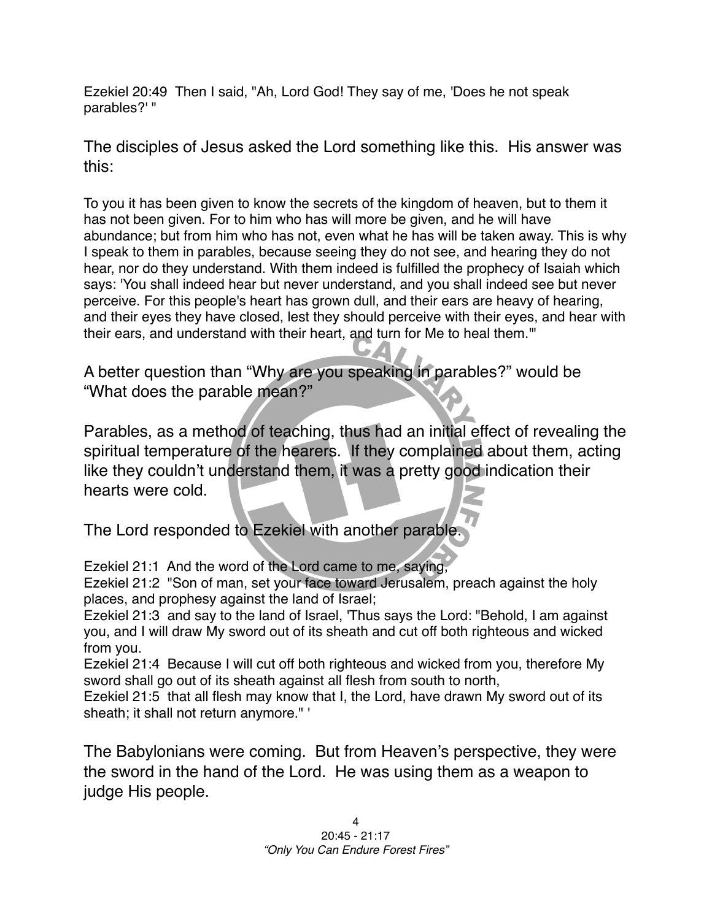Ezekiel 20:49 Then I said, "Ah, Lord God! They say of me, 'Does he not speak parables?' "

The disciples of Jesus asked the Lord something like this. His answer was this:

To you it has been given to know the secrets of the kingdom of heaven, but to them it has not been given. For to him who has will more be given, and he will have abundance; but from him who has not, even what he has will be taken away. This is why I speak to them in parables, because seeing they do not see, and hearing they do not hear, nor do they understand. With them indeed is fulfilled the prophecy of Isaiah which says: 'You shall indeed hear but never understand, and you shall indeed see but never perceive. For this people's heart has grown dull, and their ears are heavy of hearing, and their eyes they have closed, lest they should perceive with their eyes, and hear with their ears, and understand with their heart, and turn for Me to heal them.'"

A better question than "Why are you speaking in parables?" would be "What does the parable mean?"

Parables, as a method of teaching, thus had an initial effect of revealing the spiritual temperature of the hearers. If they complained about them, acting like they couldn't understand them, it was a pretty good indication their hearts were cold.

The Lord responded to Ezekiel with another parable.

Ezekiel 21:1 And the word of the Lord came to me, saying,
Ezekiel 21:2 "Son of man, set your face toward Jerusalem, preach against the holy places, and prophesy against the land of Israel;
Ezekiel 21:3 and say to the land of Israel, 'Thus says the Lord: "Behold, I am against you, and I will draw My sword out of its sheath and cut off both righteous and wicked from you.
Ezekiel 21:4 Because I will cut off both righteous and wicked from you, therefore My sword shall go out of its sheath against all flesh from south to north,
Ezekiel 21:5 that all flesh may know that I, the Lord, have drawn My sword out of its sheath; it shall not return anymore." '

The Babylonians were coming. But from Heaven's perspective, they were the sword in the hand of the Lord. He was using them as a weapon to judge His people.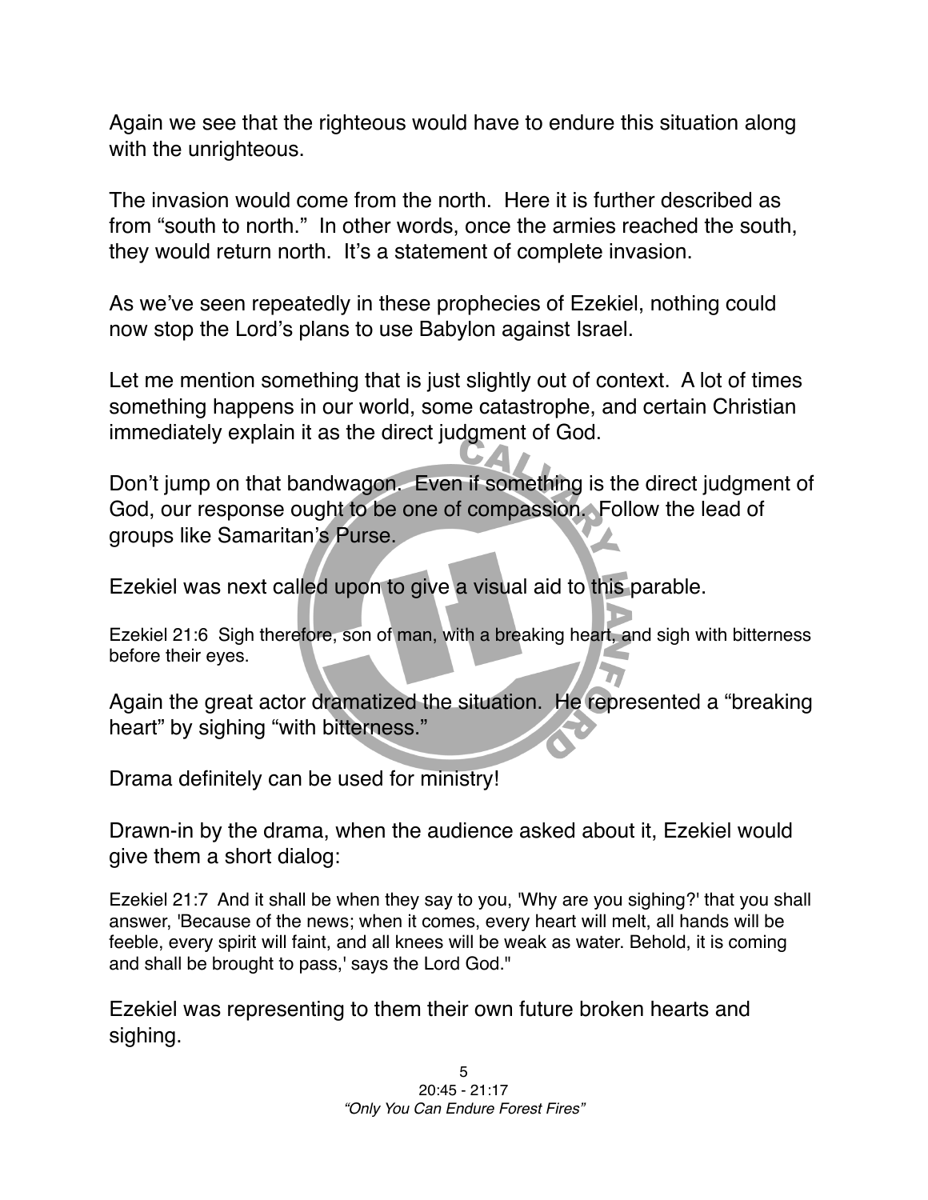Again we see that the righteous would have to endure this situation along with the unrighteous.

The invasion would come from the north. Here it is further described as from "south to north." In other words, once the armies reached the south, they would return north. It's a statement of complete invasion.

As we've seen repeatedly in these prophecies of Ezekiel, nothing could now stop the Lord's plans to use Babylon against Israel.

Let me mention something that is just slightly out of context. A lot of times something happens in our world, some catastrophe, and certain Christian immediately explain it as the direct judgment of God.

Don't jump on that bandwagon. Even if something is the direct judgment of God, our response ought to be one of compassion. Follow the lead of groups like Samaritan's Purse.

Ezekiel was next called upon to give a visual aid to this parable.

Ezekiel 21:6 Sigh therefore, son of man, with a breaking heart, and sigh with bitterness before their eyes.

Again the great actor dramatized the situation. He represented a "breaking heart" by sighing "with bitterness."

Drama definitely can be used for ministry!

Drawn-in by the drama, when the audience asked about it, Ezekiel would give them a short dialog:

Ezekiel 21:7 And it shall be when they say to you, 'Why are you sighing?' that you shall answer, 'Because of the news; when it comes, every heart will melt, all hands will be feeble, every spirit will faint, and all knees will be weak as water. Behold, it is coming and shall be brought to pass,' says the Lord God."

Ezekiel was representing to them their own future broken hearts and sighing.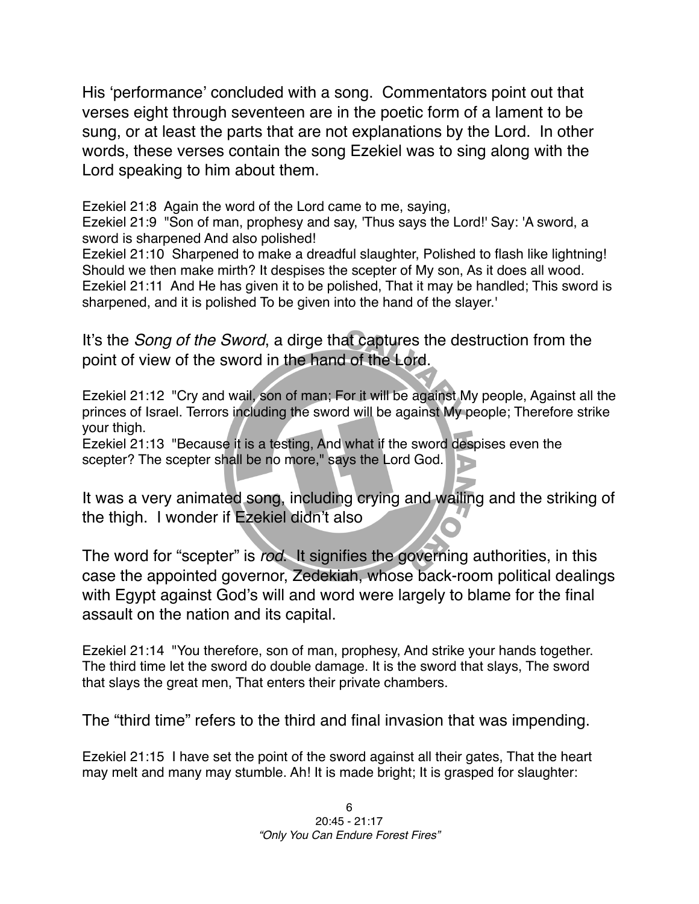His ‘performance’ concluded with a song. Commentators point out that verses eight through seventeen are in the poetic form of a lament to be sung, or at least the parts that are not explanations by the Lord. In other words, these verses contain the song Ezekiel was to sing along with the Lord speaking to him about them.

Ezekiel 21:8 Again the word of the Lord came to me, saying,
Ezekiel 21:9 "Son of man, prophesy and say, 'Thus says the Lord!' Say: 'A sword, a sword is sharpened And also polished!
Ezekiel 21:10 Sharpened to make a dreadful slaughter, Polished to flash like lightning! Should we then make mirth? It despises the scepter of My son, As it does all wood.
Ezekiel 21:11 And He has given it to be polished, That it may be handled; This sword is sharpened, and it is polished To be given into the hand of the slayer.'

It’s the *Song of the Sword*, a dirge that captures the destruction from the point of view of the sword in the hand of the Lord.

Ezekiel 21:12 "Cry and wail, son of man; For it will be against My people, Against all the princes of Israel. Terrors including the sword will be against My people; Therefore strike your thigh.
Ezekiel 21:13 "Because it is a testing, And what if the sword despises even the scepter? The scepter shall be no more," says the Lord God.

It was a very animated song, including crying and wailing and the striking of the thigh. I wonder if Ezekiel didn’t also

The word for “scepter” is *rod*. It signifies the governing authorities, in this case the appointed governor, Zedekiah, whose back-room political dealings with Egypt against God’s will and word were largely to blame for the final assault on the nation and its capital.

Ezekiel 21:14 "You therefore, son of man, prophesy, And strike your hands together. The third time let the sword do double damage. It is the sword that slays, The sword that slays the great men, That enters their private chambers.

The “third time” refers to the third and final invasion that was impending.

Ezekiel 21:15 I have set the point of the sword against all their gates, That the heart may melt and many may stumble. Ah! It is made bright; It is grasped for slaughter: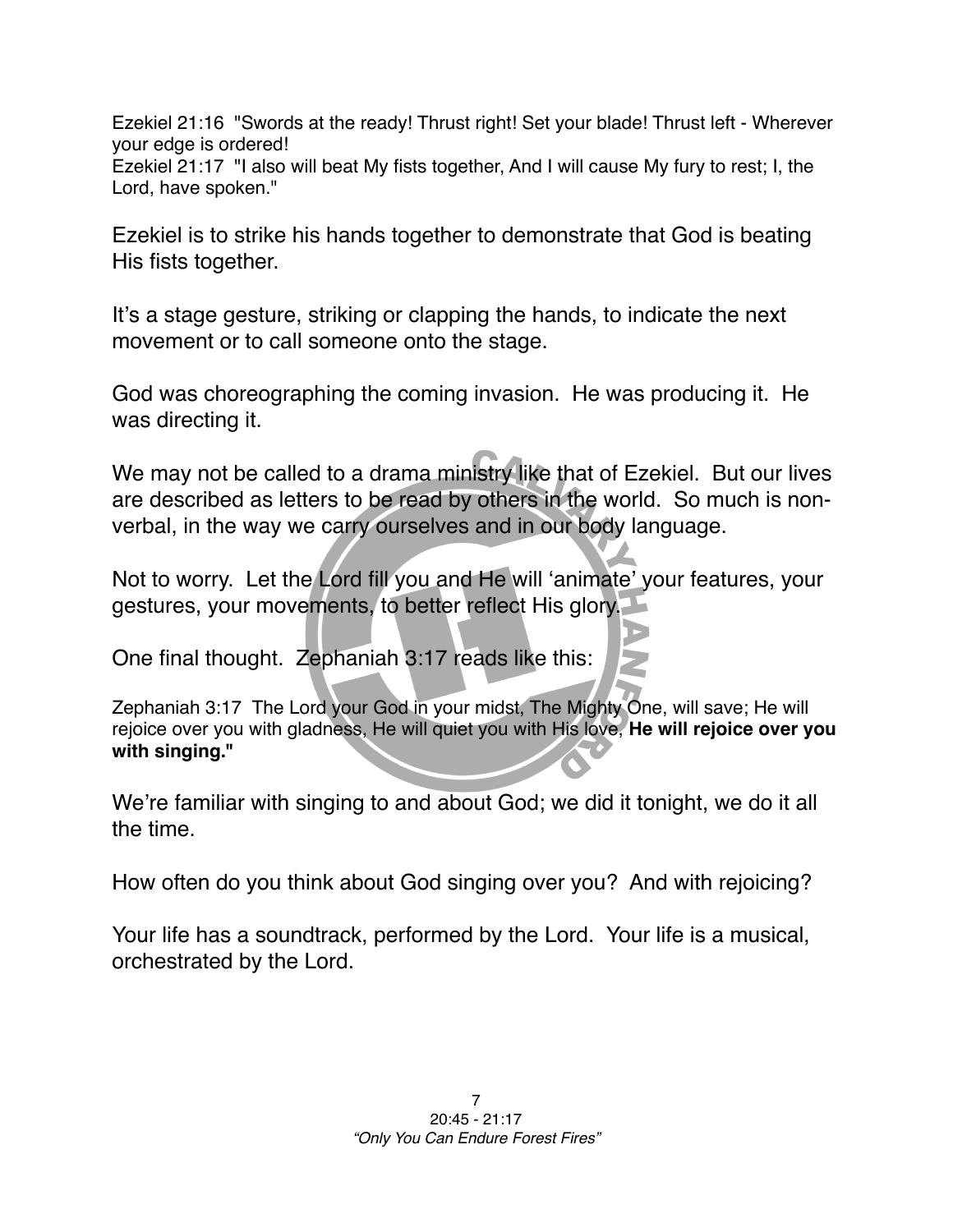Ezekiel 21:16 "Swords at the ready! Thrust right! Set your blade! Thrust left - Wherever your edge is ordered!
Ezekiel 21:17 "I also will beat My fists together, And I will cause My fury to rest; I, the Lord, have spoken."

Ezekiel is to strike his hands together to demonstrate that God is beating His fists together.

It's a stage gesture, striking or clapping the hands, to indicate the next movement or to call someone onto the stage.

God was choreographing the coming invasion. He was producing it. He was directing it.

We may not be called to a drama ministry like that of Ezekiel. But our lives are described as letters to be read by others in the world. So much is non-verbal, in the way we carry ourselves and in our body language.

Not to worry. Let the Lord fill you and He will 'animate' your features, your gestures, your movements, to better reflect His glory.

One final thought. Zephaniah 3:17 reads like this:

Zephaniah 3:17 The Lord your God in your midst, The Mighty One, will save; He will rejoice over you with gladness, He will quiet you with His love, **He will rejoice over you with singing."**

We're familiar with singing to and about God; we did it tonight, we do it all the time.

How often do you think about God singing over you? And with rejoicing?

Your life has a soundtrack, performed by the Lord. Your life is a musical, orchestrated by the Lord.